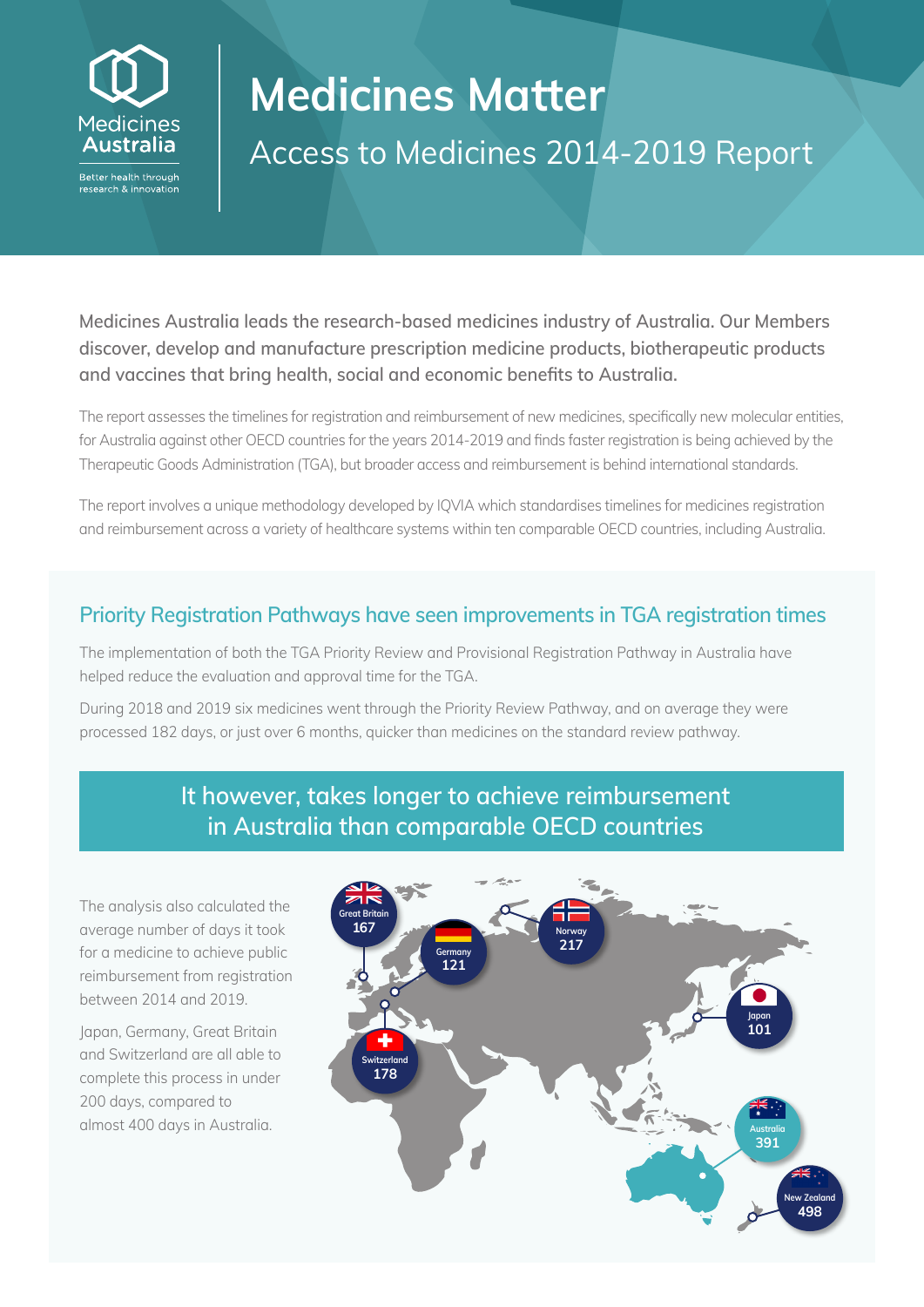Medicines Australia

Better health through research & innovation

# Medicines Matter

## Access to Medicines 2014-2019 Report

**Medicines Australia leads the research-based medicines industry of Australia. Our Members discover, develop and manufacture prescription medicine products, biotherapeutic products and vaccines that bring health, social and economic benefits to Australia.**

The report assesses the timelines for registration and reimbursement of new medicines, specifically new molecular entities, for Australia against other OECD countries for the years 2014-2019 and finds faster registration is being achieved by the Therapeutic Goods Administration (TGA), but broader access and reimbursement is behind international standards.

The report involves a unique methodology developed by IQVIA which standardises timelines for medicines registration and reimbursement across a variety of healthcare systems within ten comparable OECD countries, including Australia.

## Priority Registration Pathways have seen improvements in TGA registration times

The implementation of both the TGA Priority Review and Provisional Registration Pathway in Australia have helped reduce the evaluation and approval time for the TGA.

During 2018 and 2019 six medicines went through the Priority Review Pathway, and on average they were processed 182 days, or just over 6 months, quicker than medicines on the standard review pathway.

## It however, takes longer to achieve reimbursement in Australia than comparable OECD countries

The analysis also calculated the average number of days it took for a medicine to achieve public reimbursement from registration between 2014 and 2019.

Japan, Germany, Great Britain and Switzerland are all able to complete this process in under 200 days, compared to almost 400 days in Australia.

Great Britain 167

Germany 121

Norway 217

Switzerland 178

Japan 101

Australia 391

New Zealand 498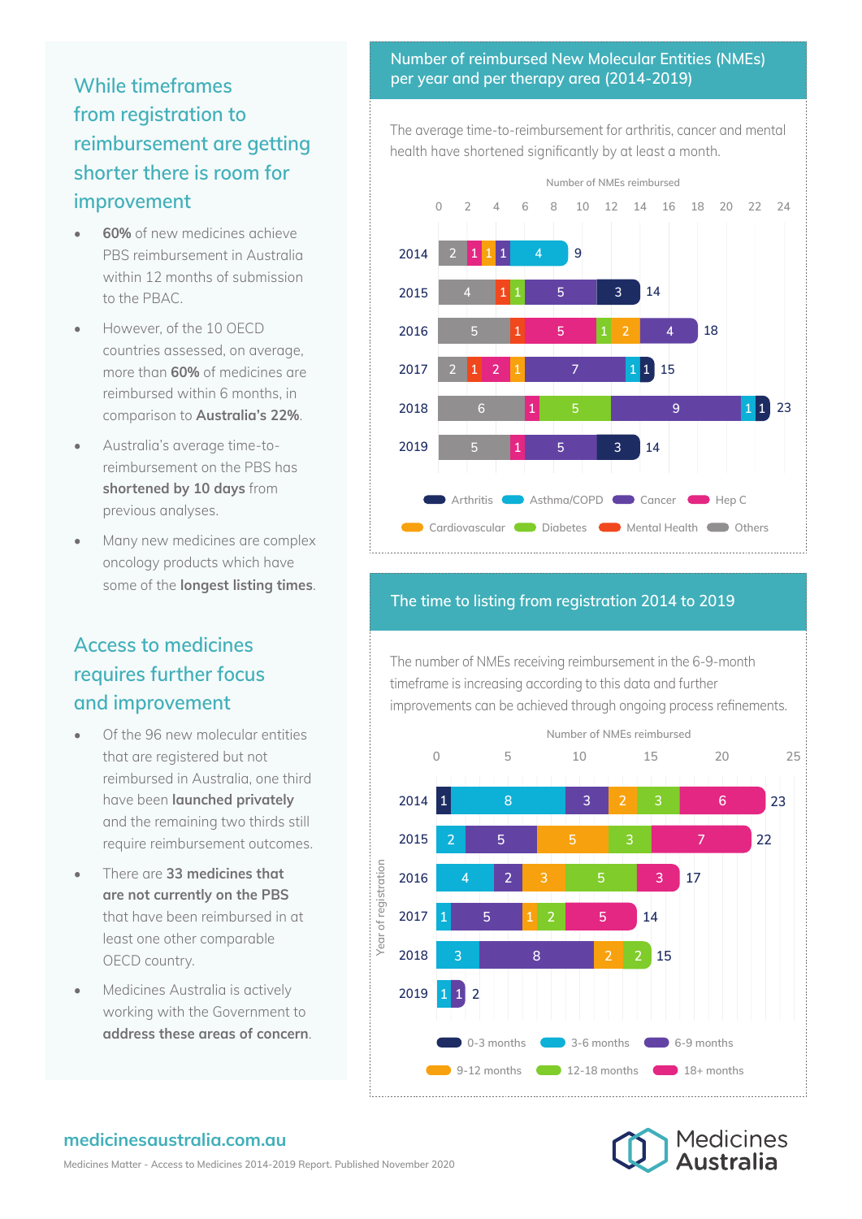## While timeframes from registration to reimbursement are getting shorter there is room for improvement

- **60%** of new medicines achieve PBS reimbursement in Australia within 12 months of submission to the PBAC.
- However, of the 10 OECD countries assessed, on average, more than **60%** of medicines are reimbursed within 6 months, in comparison to **Australia's 22%**.
- Australia's average time-to-reimbursement on the PBS has **shortened by 10 days** from previous analyses.
- Many new medicines are complex oncology products which have some of the **longest listing times**.

## Access to medicines requires further focus and improvement

- Of the 96 new molecular entities that are registered but not reimbursed in Australia, one third have been **launched privately** and the remaining two thirds still require reimbursement outcomes.
- There are **33 medicines that are not currently on the PBS** that have been reimbursed in at least one other comparable OECD country.
- Medicines Australia is actively working with the Government to **address these areas of concern**.

## Number of reimbursed New Molecular Entities (NMEs) per year and per therapy area (2014-2019)

The average time-to-reimbursement for arthritis, cancer and mental health have shortened significantly by at least a month.

Number of NMEs reimbursed

0 2 4 6 8 10 12 14 16 18 20 22 24

2014: 2, 1, 1, 1, 4 — 9
2015: 4, 1, 1, 5, 3 — 14
2016: 5, 1, 5, 1, 2, 4 — 18
2017: 2, 1, 2, 1, 7, 1, 1 — 15
2018: 6, 1, 5, 9, 1, 1 — 23
2019: 5, 1, 5, 3 — 14

Arthritis, Asthma/COPD, Cancer, Hep C, Cardiovascular, Diabetes, Mental Health, Others

## The time to listing from registration 2014 to 2019

The number of NMEs receiving reimbursement in the 6-9-month timeframe is increasing according to this data and further improvements can be achieved through ongoing process refinements.

Number of NMEs reimbursed

0 5 10 15 20 25

Year of registration

2014: 1, 8, 3, 2, 3, 6 — 23
2015: 2, 5, 5, 3, 7 — 22
2016: 4, 2, 3, 5, 3 — 17
2017: 1, 5, 1, 2, 5 — 14
2018: 3, 8, 2, 2 — 15
2019: 1, 1 — 2

0-3 months, 3-6 months, 6-9 months, 9-12 months, 12-18 months, 18+ months

**medicinesaustralia.com.au**

Medicines Matter - Access to Medicines 2014-2019 Report. Published November 2020

Medicines Australia